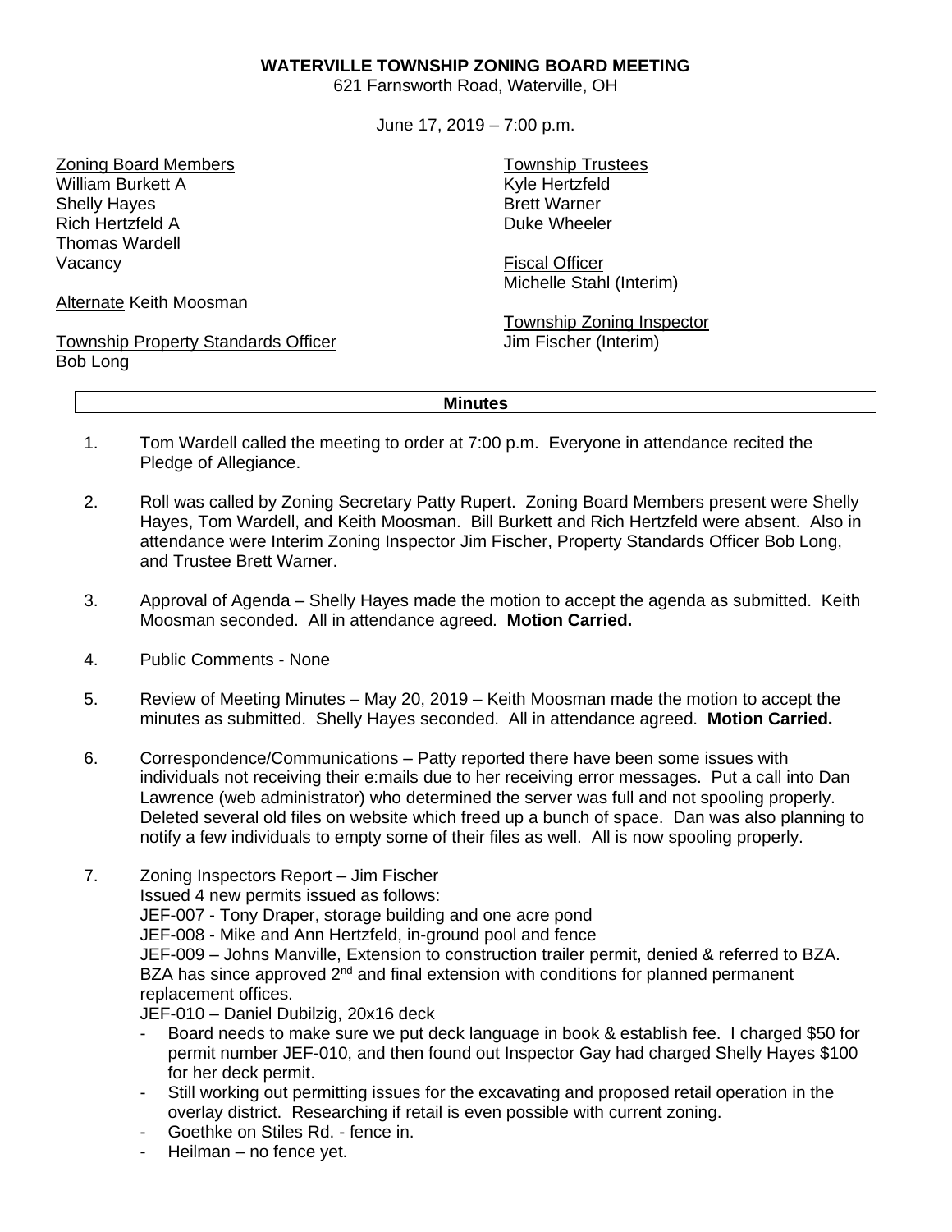**WATERVILLE TOWNSHIP ZONING BOARD MEETING**

621 Farnsworth Road, Waterville, OH

June 17, 2019 – 7:00 p.m.

Zoning Board Members
William Burkett A
Shelly Hayes
Rich Hertzfeld A
Thomas Wardell
Vacancy

Alternate Keith Moosman

Township Property Standards Officer
Bob Long

Township Trustees
Kyle Hertzfeld
Brett Warner
Duke Wheeler

Fiscal Officer
Michelle Stahl (Interim)

Township Zoning Inspector
Jim Fischer (Interim)

**Minutes**

1. Tom Wardell called the meeting to order at 7:00 p.m. Everyone in attendance recited the Pledge of Allegiance.

2. Roll was called by Zoning Secretary Patty Rupert. Zoning Board Members present were Shelly Hayes, Tom Wardell, and Keith Moosman. Bill Burkett and Rich Hertzfeld were absent. Also in attendance were Interim Zoning Inspector Jim Fischer, Property Standards Officer Bob Long, and Trustee Brett Warner.

3. Approval of Agenda – Shelly Hayes made the motion to accept the agenda as submitted. Keith Moosman seconded. All in attendance agreed. **Motion Carried.**

4. Public Comments - None

5. Review of Meeting Minutes – May 20, 2019 – Keith Moosman made the motion to accept the minutes as submitted. Shelly Hayes seconded. All in attendance agreed. **Motion Carried.**

6. Correspondence/Communications – Patty reported there have been some issues with individuals not receiving their e:mails due to her receiving error messages. Put a call into Dan Lawrence (web administrator) who determined the server was full and not spooling properly. Deleted several old files on website which freed up a bunch of space. Dan was also planning to notify a few individuals to empty some of their files as well. All is now spooling properly.

7. Zoning Inspectors Report – Jim Fischer
   Issued 4 new permits issued as follows:
   JEF-007 - Tony Draper, storage building and one acre pond
   JEF-008 - Mike and Ann Hertzfeld, in-ground pool and fence
   JEF-009 – Johns Manville, Extension to construction trailer permit, denied & referred to BZA. BZA has since approved 2nd and final extension with conditions for planned permanent replacement offices.
   JEF-010 – Daniel Dubilzig, 20x16 deck
   - Board needs to make sure we put deck language in book & establish fee. I charged $50 for permit number JEF-010, and then found out Inspector Gay had charged Shelly Hayes $100 for her deck permit.
   - Still working out permitting issues for the excavating and proposed retail operation in the overlay district. Researching if retail is even possible with current zoning.
   - Goethke on Stiles Rd. - fence in.
   - Heilman – no fence yet.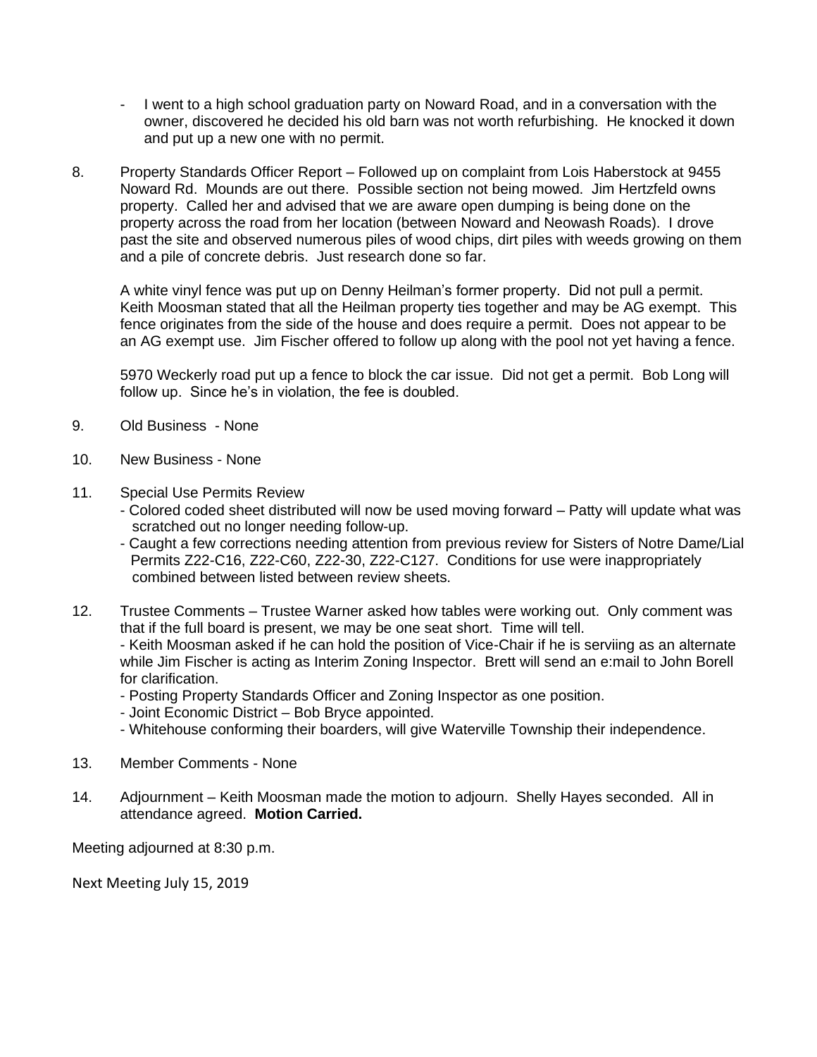- I went to a high school graduation party on Noward Road, and in a conversation with the owner, discovered he decided his old barn was not worth refurbishing. He knocked it down and put up a new one with no permit.

8. Property Standards Officer Report – Followed up on complaint from Lois Haberstock at 9455 Noward Rd. Mounds are out there. Possible section not being mowed. Jim Hertzfeld owns property. Called her and advised that we are aware open dumping is being done on the property across the road from her location (between Noward and Neowash Roads). I drove past the site and observed numerous piles of wood chips, dirt piles with weeds growing on them and a pile of concrete debris. Just research done so far.

   A white vinyl fence was put up on Denny Heilman's former property. Did not pull a permit. Keith Moosman stated that all the Heilman property ties together and may be AG exempt. This fence originates from the side of the house and does require a permit. Does not appear to be an AG exempt use. Jim Fischer offered to follow up along with the pool not yet having a fence.

   5970 Weckerly road put up a fence to block the car issue. Did not get a permit. Bob Long will follow up. Since he's in violation, the fee is doubled.

9. Old Business - None

10. New Business - None

11. Special Use Permits Review
   - Colored coded sheet distributed will now be used moving forward – Patty will update what was scratched out no longer needing follow-up.
   - Caught a few corrections needing attention from previous review for Sisters of Notre Dame/Lial Permits Z22-C16, Z22-C60, Z22-30, Z22-C127. Conditions for use were inappropriately combined between listed between review sheets.

12. Trustee Comments – Trustee Warner asked how tables were working out. Only comment was that if the full board is present, we may be one seat short. Time will tell.
   - Keith Moosman asked if he can hold the position of Vice-Chair if he is serviing as an alternate while Jim Fischer is acting as Interim Zoning Inspector. Brett will send an e:mail to John Borell for clarification.
   - Posting Property Standards Officer and Zoning Inspector as one position.
   - Joint Economic District – Bob Bryce appointed.
   - Whitehouse conforming their boarders, will give Waterville Township their independence.

13. Member Comments - None

14. Adjournment – Keith Moosman made the motion to adjourn. Shelly Hayes seconded. All in attendance agreed. **Motion Carried.**

Meeting adjourned at 8:30 p.m.

Next Meeting July 15, 2019